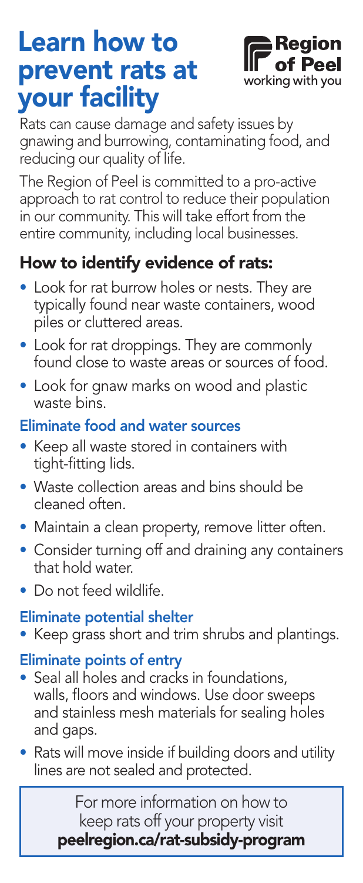# Learn how to prevent rats at your facility

Region of Peel
working with you

Rats can cause damage and safety issues by gnawing and burrowing, contaminating food, and reducing our quality of life.

The Region of Peel is committed to a pro-active approach to rat control to reduce their population in our community. This will take effort from the entire community, including local businesses.

## How to identify evidence of rats:

- Look for rat burrow holes or nests. They are typically found near waste containers, wood piles or cluttered areas.
- Look for rat droppings. They are commonly found close to waste areas or sources of food.
- Look for gnaw marks on wood and plastic waste bins.

### Eliminate food and water sources

- Keep all waste stored in containers with tight-fitting lids.
- Waste collection areas and bins should be cleaned often.
- Maintain a clean property, remove litter often.
- Consider turning off and draining any containers that hold water.
- Do not feed wildlife.

### Eliminate potential shelter

- Keep grass short and trim shrubs and plantings.

### Eliminate points of entry

- Seal all holes and cracks in foundations, walls, floors and windows. Use door sweeps and stainless mesh materials for sealing holes and gaps.
- Rats will move inside if building doors and utility lines are not sealed and protected.

For more information on how to keep rats off your property visit
**peelregion.ca/rat-subsidy-program**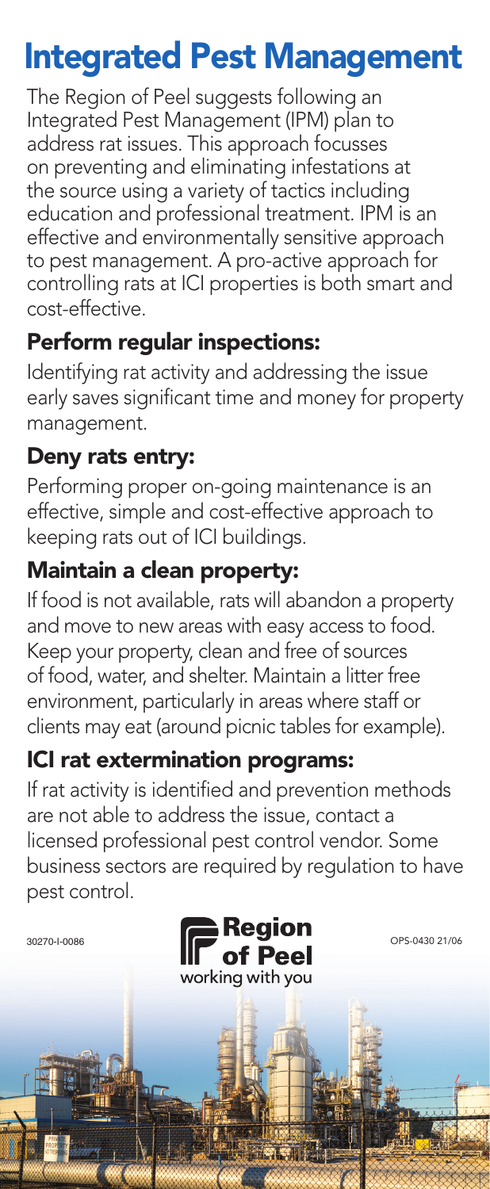# Integrated Pest Management

The Region of Peel suggests following an Integrated Pest Management (IPM) plan to address rat issues. This approach focusses on preventing and eliminating infestations at the source using a variety of tactics including education and professional treatment. IPM is an effective and environmentally sensitive approach to pest management. A pro-active approach for controlling rats at ICI properties is both smart and cost-effective.

## Perform regular inspections:

Identifying rat activity and addressing the issue early saves significant time and money for property management.

## Deny rats entry:

Performing proper on-going maintenance is an effective, simple and cost-effective approach to keeping rats out of ICI buildings.

## Maintain a clean property:

If food is not available, rats will abandon a property and move to new areas with easy access to food. Keep your property, clean and free of sources of food, water, and shelter. Maintain a litter free environment, particularly in areas where staff or clients may eat (around picnic tables for example).

## ICI rat extermination programs:

If rat activity is identified and prevention methods are not able to address the issue, contact a licensed professional pest control vendor. Some business sectors are required by regulation to have pest control.

30270-I-0086

Region of Peel
working with you

OPS-0430 21/06